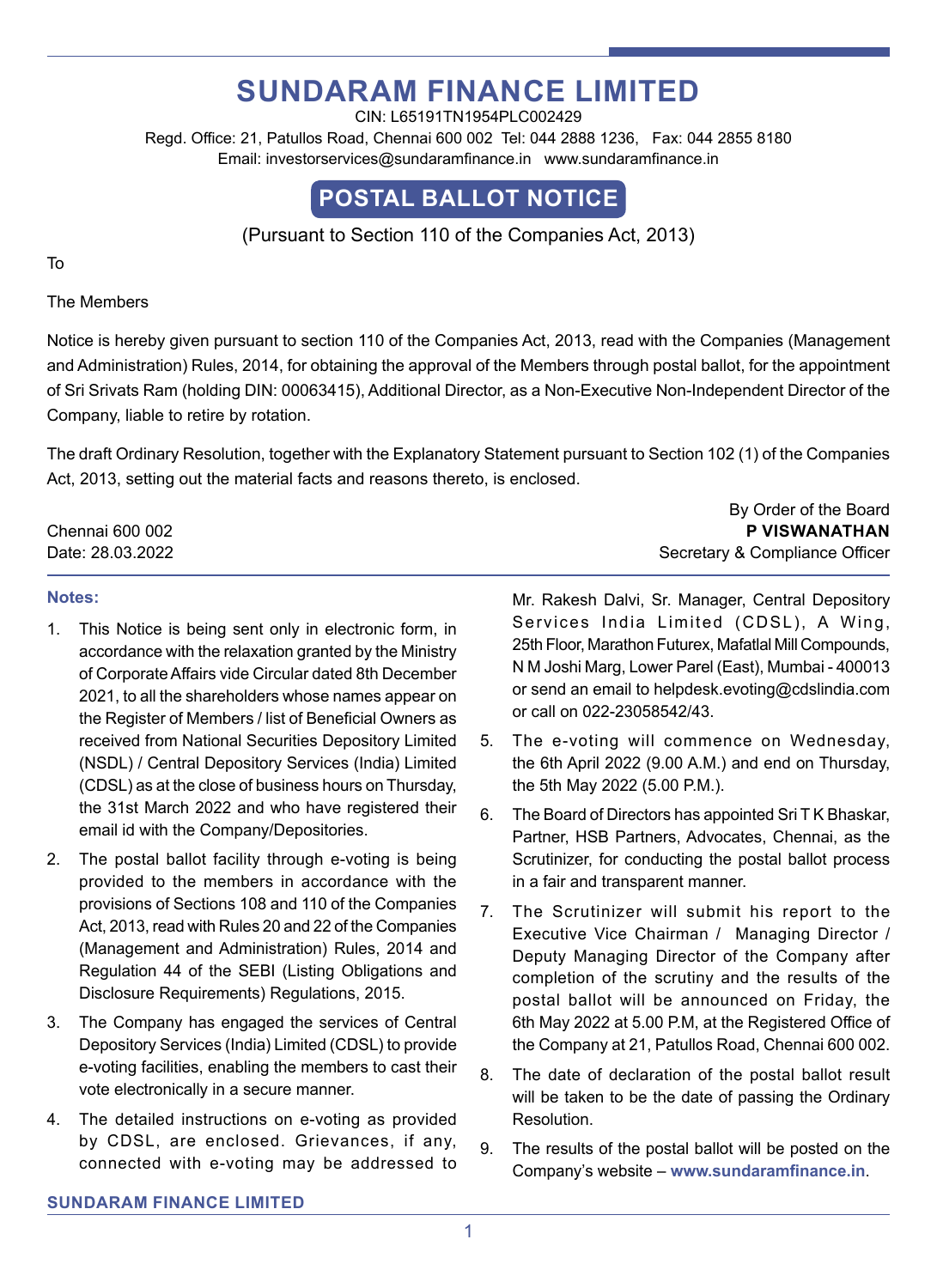# SUNDARAM FINANCE LIMITED

CIN: L65191TN1954PLC002429

Regd. Office: 21, Patullos Road, Chennai 600 002 Tel: 044 2888 1236, Fax: 044 2855 8180

Email: investorservices@sundaramfinance.in www.sundaramfinance.in

## POSTAL BALLOT NOTICE

(Pursuant to Section 110 of the Companies Act, 2013)

To

The Members

Notice is hereby given pursuant to section 110 of the Companies Act, 2013, read with the Companies (Management and Administration) Rules, 2014, for obtaining the approval of the Members through postal ballot, for the appointment of Sri Srivats Ram (holding DIN: 00063415), Additional Director, as a Non-Executive Non-Independent Director of the Company, liable to retire by rotation.

The draft Ordinary Resolution, together with the Explanatory Statement pursuant to Section 102 (1) of the Companies Act, 2013, setting out the material facts and reasons thereto, is enclosed.

By Order of the Board
**P VISWANATHAN**
Secretary & Compliance Officer

Chennai 600 002
Date: 28.03.2022

### Notes:

1. This Notice is being sent only in electronic form, in accordance with the relaxation granted by the Ministry of Corporate Affairs vide Circular dated 8th December 2021, to all the shareholders whose names appear on the Register of Members / list of Beneficial Owners as received from National Securities Depository Limited (NSDL) / Central Depository Services (India) Limited (CDSL) as at the close of business hours on Thursday, the 31st March 2022 and who have registered their email id with the Company/Depositories.
2. The postal ballot facility through e-voting is being provided to the members in accordance with the provisions of Sections 108 and 110 of the Companies Act, 2013, read with Rules 20 and 22 of the Companies (Management and Administration) Rules, 2014 and Regulation 44 of the SEBI (Listing Obligations and Disclosure Requirements) Regulations, 2015.
3. The Company has engaged the services of Central Depository Services (India) Limited (CDSL) to provide e-voting facilities, enabling the members to cast their vote electronically in a secure manner.
4. The detailed instructions on e-voting as provided by CDSL, are enclosed. Grievances, if any, connected with e-voting may be addressed to Mr. Rakesh Dalvi, Sr. Manager, Central Depository Services India Limited (CDSL), A Wing, 25th Floor, Marathon Futurex, Mafatlal Mill Compounds, N M Joshi Marg, Lower Parel (East), Mumbai - 400013 or send an email to helpdesk.evoting@cdslindia.com or call on 022-23058542/43.
5. The e-voting will commence on Wednesday, the 6th April 2022 (9.00 A.M.) and end on Thursday, the 5th May 2022 (5.00 P.M.).
6. The Board of Directors has appointed Sri T K Bhaskar, Partner, HSB Partners, Advocates, Chennai, as the Scrutinizer, for conducting the postal ballot process in a fair and transparent manner.
7. The Scrutinizer will submit his report to the Executive Vice Chairman / Managing Director / Deputy Managing Director of the Company after completion of the scrutiny and the results of the postal ballot will be announced on Friday, the 6th May 2022 at 5.00 P.M, at the Registered Office of the Company at 21, Patullos Road, Chennai 600 002.
8. The date of declaration of the postal ballot result will be taken to be the date of passing the Ordinary Resolution.
9. The results of the postal ballot will be posted on the Company's website – **www.sundaramfinance.in**.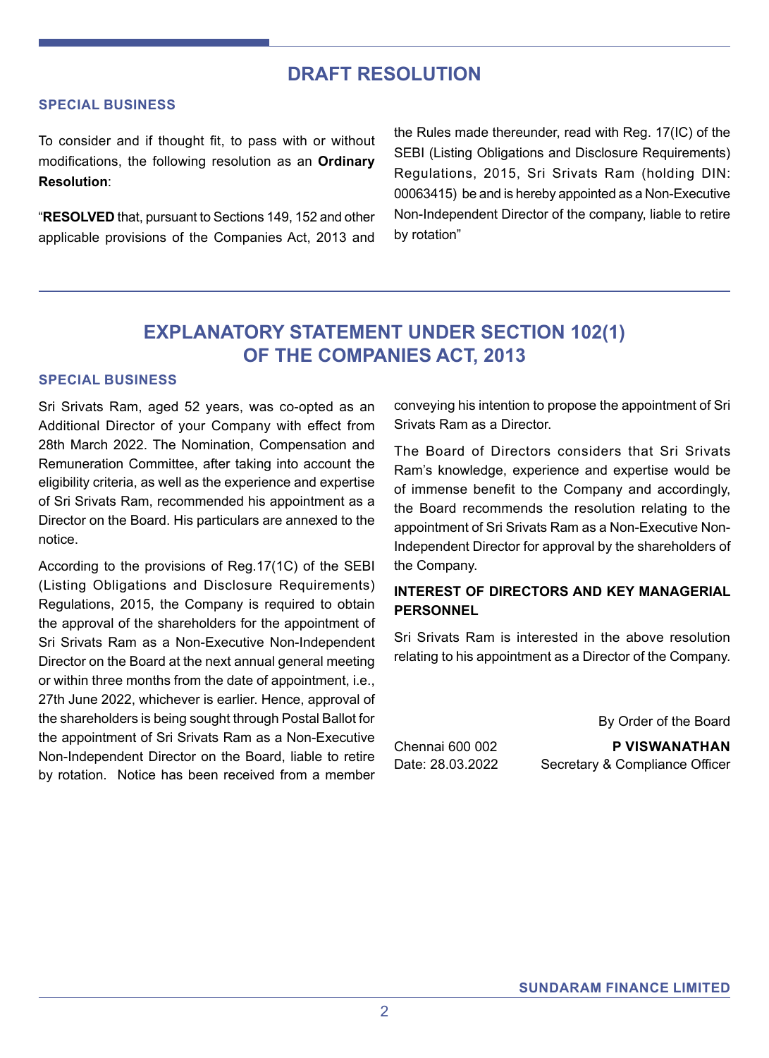# DRAFT RESOLUTION

## SPECIAL BUSINESS

To consider and if thought fit, to pass with or without modifications, the following resolution as an **Ordinary Resolution**:

"**RESOLVED** that, pursuant to Sections 149, 152 and other applicable provisions of the Companies Act, 2013 and the Rules made thereunder, read with Reg. 17(IC) of the SEBI (Listing Obligations and Disclosure Requirements) Regulations, 2015, Sri Srivats Ram (holding DIN: 00063415) be and is hereby appointed as a Non-Executive Non-Independent Director of the company, liable to retire by rotation"

# EXPLANATORY STATEMENT UNDER SECTION 102(1) OF THE COMPANIES ACT, 2013

## SPECIAL BUSINESS

Sri Srivats Ram, aged 52 years, was co-opted as an Additional Director of your Company with effect from 28th March 2022. The Nomination, Compensation and Remuneration Committee, after taking into account the eligibility criteria, as well as the experience and expertise of Sri Srivats Ram, recommended his appointment as a Director on the Board. His particulars are annexed to the notice.

According to the provisions of Reg.17(1C) of the SEBI (Listing Obligations and Disclosure Requirements) Regulations, 2015, the Company is required to obtain the approval of the shareholders for the appointment of Sri Srivats Ram as a Non-Executive Non-Independent Director on the Board at the next annual general meeting or within three months from the date of appointment, i.e., 27th June 2022, whichever is earlier. Hence, approval of the shareholders is being sought through Postal Ballot for the appointment of Sri Srivats Ram as a Non-Executive Non-Independent Director on the Board, liable to retire by rotation. Notice has been received from a member conveying his intention to propose the appointment of Sri Srivats Ram as a Director.

The Board of Directors considers that Sri Srivats Ram's knowledge, experience and expertise would be of immense benefit to the Company and accordingly, the Board recommends the resolution relating to the appointment of Sri Srivats Ram as a Non-Executive Non-Independent Director for approval by the shareholders of the Company.

### INTEREST OF DIRECTORS AND KEY MANAGERIAL PERSONNEL

Sri Srivats Ram is interested in the above resolution relating to his appointment as a Director of the Company.

By Order of the Board

**P VISWANATHAN**
Secretary & Compliance Officer

Chennai 600 002
Date: 28.03.2022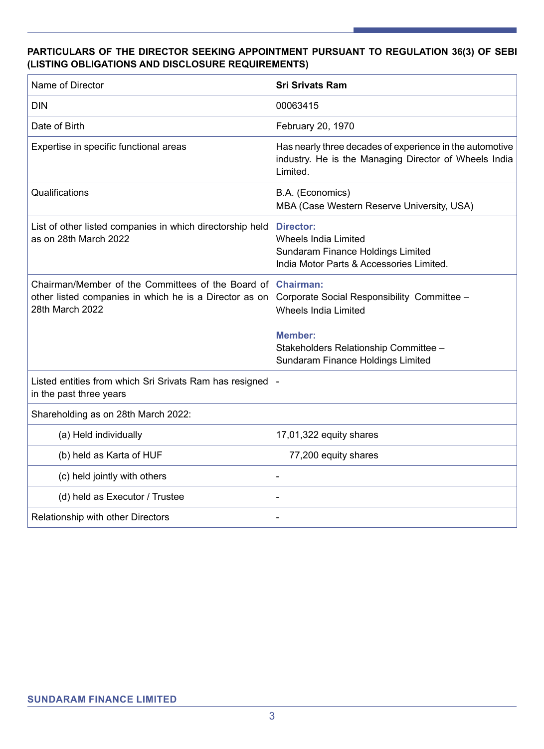**PARTICULARS OF THE DIRECTOR SEEKING APPOINTMENT PURSUANT TO REGULATION 36(3) OF SEBI (LISTING OBLIGATIONS AND DISCLOSURE REQUIREMENTS)**

| Name of Director | **Sri Srivats Ram** |
|---|---|
| DIN | 00063415 |
| Date of Birth | February 20, 1970 |
| Expertise in specific functional areas | Has nearly three decades of experience in the automotive industry. He is the Managing Director of Wheels India Limited. |
| Qualifications | B.A. (Economics)<br>MBA (Case Western Reserve University, USA) |
| List of other listed companies in which directorship held as on 28th March 2022 | **Director:**<br>Wheels India Limited<br>Sundaram Finance Holdings Limited<br>India Motor Parts & Accessories Limited. |
| Chairman/Member of the Committees of the Board of other listed companies in which he is a Director as on 28th March 2022 | **Chairman:**<br>Corporate Social Responsibility Committee – Wheels India Limited<br><br>**Member:**<br>Stakeholders Relationship Committee – Sundaram Finance Holdings Limited |
| Listed entities from which Sri Srivats Ram has resigned in the past three years | - |
| Shareholding as on 28th March 2022: | |
| (a) Held individually | 17,01,322 equity shares |
| (b) held as Karta of HUF | 77,200 equity shares |
| (c) held jointly with others | - |
| (d) held as Executor / Trustee | - |
| Relationship with other Directors | - |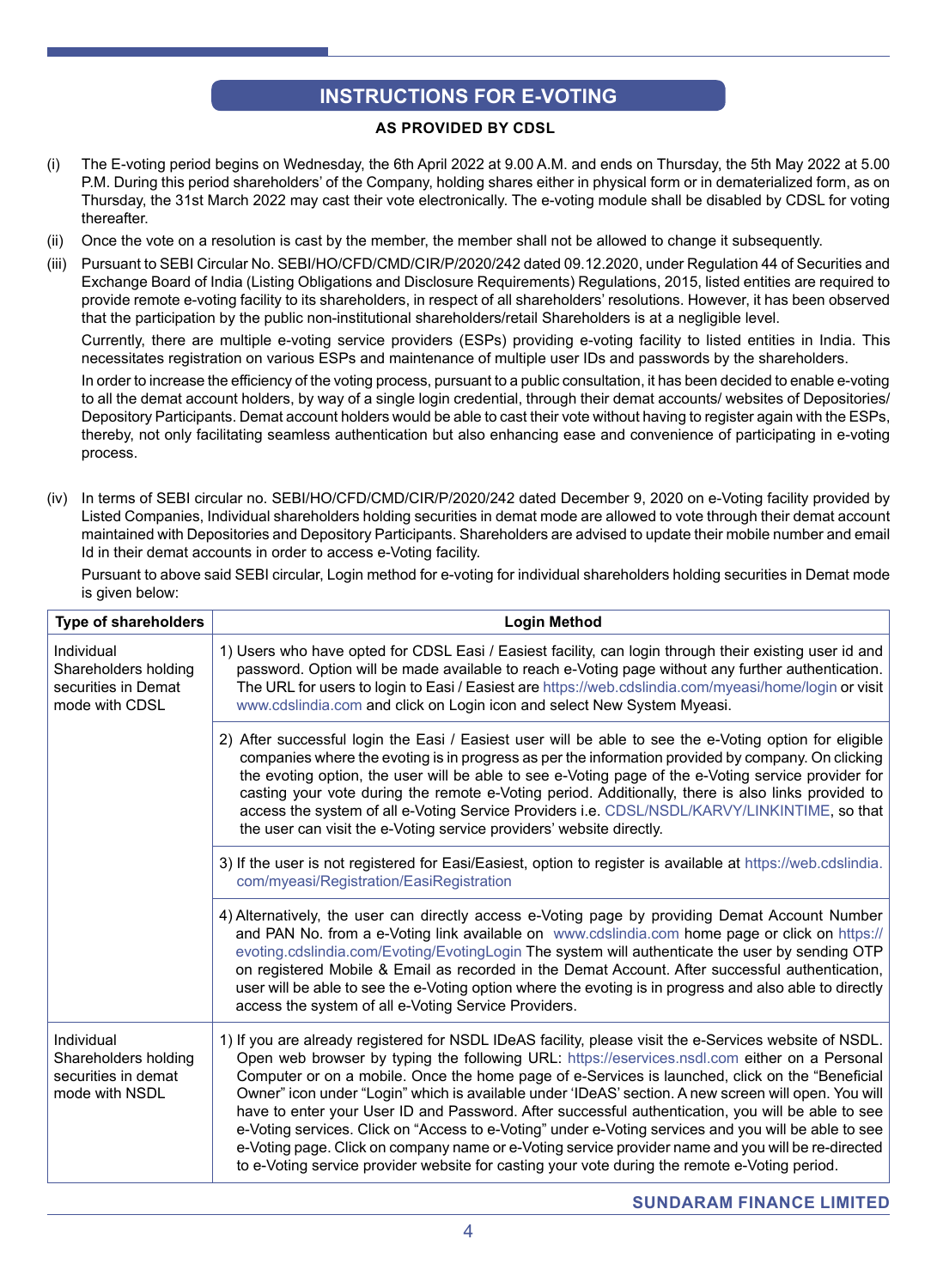# INSTRUCTIONS FOR E-VOTING

**AS PROVIDED BY CDSL**

(i) The E-voting period begins on Wednesday, the 6th April 2022 at 9.00 A.M. and ends on Thursday, the 5th May 2022 at 5.00 P.M. During this period shareholders' of the Company, holding shares either in physical form or in dematerialized form, as on Thursday, the 31st March 2022 may cast their vote electronically. The e-voting module shall be disabled by CDSL for voting thereafter.

(ii) Once the vote on a resolution is cast by the member, the member shall not be allowed to change it subsequently.

(iii) Pursuant to SEBI Circular No. SEBI/HO/CFD/CMD/CIR/P/2020/242 dated 09.12.2020, under Regulation 44 of Securities and Exchange Board of India (Listing Obligations and Disclosure Requirements) Regulations, 2015, listed entities are required to provide remote e-voting facility to its shareholders, in respect of all shareholders' resolutions. However, it has been observed that the participation by the public non-institutional shareholders/retail Shareholders is at a negligible level.

Currently, there are multiple e-voting service providers (ESPs) providing e-voting facility to listed entities in India. This necessitates registration on various ESPs and maintenance of multiple user IDs and passwords by the shareholders.

In order to increase the efficiency of the voting process, pursuant to a public consultation, it has been decided to enable e-voting to all the demat account holders, by way of a single login credential, through their demat accounts/ websites of Depositories/ Depository Participants. Demat account holders would be able to cast their vote without having to register again with the ESPs, thereby, not only facilitating seamless authentication but also enhancing ease and convenience of participating in e-voting process.

(iv) In terms of SEBI circular no. SEBI/HO/CFD/CMD/CIR/P/2020/242 dated December 9, 2020 on e-Voting facility provided by Listed Companies, Individual shareholders holding securities in demat mode are allowed to vote through their demat account maintained with Depositories and Depository Participants. Shareholders are advised to update their mobile number and email Id in their demat accounts in order to access e-Voting facility.

Pursuant to above said SEBI circular, Login method for e-voting for individual shareholders holding securities in Demat mode is given below:

| Type of shareholders | Login Method |
|---|---|
| Individual Shareholders holding securities in Demat mode with CDSL | 1) Users who have opted for CDSL Easi / Easiest facility, can login through their existing user id and password. Option will be made available to reach e-Voting page without any further authentication. The URL for users to login to Easi / Easiest are https://web.cdslindia.com/myeasi/home/login or visit www.cdslindia.com and click on Login icon and select New System Myeasi. |
| | 2) After successful login the Easi / Easiest user will be able to see the e-Voting option for eligible companies where the evoting is in progress as per the information provided by company. On clicking the evoting option, the user will be able to see e-Voting page of the e-Voting service provider for casting your vote during the remote e-Voting period. Additionally, there is also links provided to access the system of all e-Voting Service Providers i.e. CDSL/NSDL/KARVY/LINKINTIME, so that the user can visit the e-Voting service providers' website directly. |
| | 3) If the user is not registered for Easi/Easiest, option to register is available at https://web.cdslindia.com/myeasi/Registration/EasiRegistration |
| | 4) Alternatively, the user can directly access e-Voting page by providing Demat Account Number and PAN No. from a e-Voting link available on www.cdslindia.com home page or click on https://evoting.cdslindia.com/Evoting/EvotingLogin The system will authenticate the user by sending OTP on registered Mobile & Email as recorded in the Demat Account. After successful authentication, user will be able to see the e-Voting option where the evoting is in progress and also able to directly access the system of all e-Voting Service Providers. |
| Individual Shareholders holding securities in demat mode with NSDL | 1) If you are already registered for NSDL IDeAS facility, please visit the e-Services website of NSDL. Open web browser by typing the following URL: https://eservices.nsdl.com either on a Personal Computer or on a mobile. Once the home page of e-Services is launched, click on the "Beneficial Owner" icon under "Login" which is available under 'IDeAS' section. A new screen will open. You will have to enter your User ID and Password. After successful authentication, you will be able to see e-Voting services. Click on "Access to e-Voting" under e-Voting services and you will be able to see e-Voting page. Click on company name or e-Voting service provider name and you will be re-directed to e-Voting service provider website for casting your vote during the remote e-Voting period. |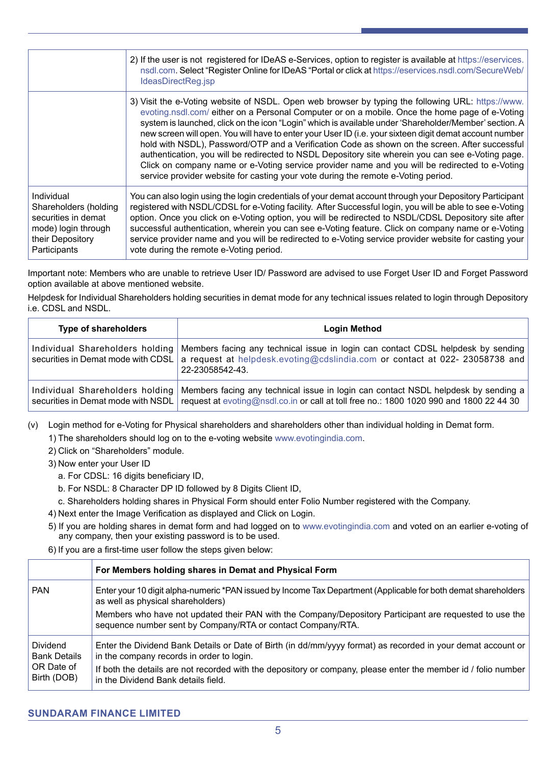| | |
|---|---|
| | 2) If the user is not registered for IDeAS e-Services, option to register is available at https://eservices.nsdl.com. Select "Register Online for IDeAS "Portal or click at https://eservices.nsdl.com/SecureWeb/IdeasDirectReg.jsp |
| | 3) Visit the e-Voting website of NSDL. Open web browser by typing the following URL: https://www.evoting.nsdl.com/ either on a Personal Computer or on a mobile. Once the home page of e-Voting system is launched, click on the icon "Login" which is available under 'Shareholder/Member' section. A new screen will open. You will have to enter your User ID (i.e. your sixteen digit demat account number hold with NSDL), Password/OTP and a Verification Code as shown on the screen. After successful authentication, you will be redirected to NSDL Depository site wherein you can see e-Voting page. Click on company name or e-Voting service provider name and you will be redirected to e-Voting service provider website for casting your vote during the remote e-Voting period. |
| Individual Shareholders (holding securities in demat mode) login through their Depository Participants | You can also login using the login credentials of your demat account through your Depository Participant registered with NSDL/CDSL for e-Voting facility. After Successful login, you will be able to see e-Voting option. Once you click on e-Voting option, you will be redirected to NSDL/CDSL Depository site after successful authentication, wherein you can see e-Voting feature. Click on company name or e-Voting service provider name and you will be redirected to e-Voting service provider website for casting your vote during the remote e-Voting period. |

Important note: Members who are unable to retrieve User ID/ Password are advised to use Forget User ID and Forget Password option available at above mentioned website.

Helpdesk for Individual Shareholders holding securities in demat mode for any technical issues related to login through Depository i.e. CDSL and NSDL.

| Type of shareholders | Login Method |
|---|---|
| Individual Shareholders holding securities in Demat mode with CDSL | Members facing any technical issue in login can contact CDSL helpdesk by sending a request at helpdesk.evoting@cdslindia.com or contact at 022- 23058738 and 22-23058542-43. |
| Individual Shareholders holding securities in Demat mode with NSDL | Members facing any technical issue in login can contact NSDL helpdesk by sending a request at evoting@nsdl.co.in or call at toll free no.: 1800 1020 990 and 1800 22 44 30 |

(v) Login method for e-Voting for Physical shareholders and shareholders other than individual holding in Demat form.

1) The shareholders should log on to the e-voting website www.evotingindia.com.
2) Click on "Shareholders" module.
3) Now enter your User ID
   a. For CDSL: 16 digits beneficiary ID,
   b. For NSDL: 8 Character DP ID followed by 8 Digits Client ID,
   c. Shareholders holding shares in Physical Form should enter Folio Number registered with the Company.
4) Next enter the Image Verification as displayed and Click on Login.
5) If you are holding shares in demat form and had logged on to www.evotingindia.com and voted on an earlier e-voting of any company, then your existing password is to be used.
6) If you are a first-time user follow the steps given below:

| | For Members holding shares in Demat and Physical Form |
|---|---|
| PAN | Enter your 10 digit alpha-numeric *PAN issued by Income Tax Department (Applicable for both demat shareholders as well as physical shareholders)<br>Members who have not updated their PAN with the Company/Depository Participant are requested to use the sequence number sent by Company/RTA or contact Company/RTA. |
| Dividend Bank Details OR Date of Birth (DOB) | Enter the Dividend Bank Details or Date of Birth (in dd/mm/yyyy format) as recorded in your demat account or in the company records in order to login.<br>If both the details are not recorded with the depository or company, please enter the member id / folio number in the Dividend Bank details field. |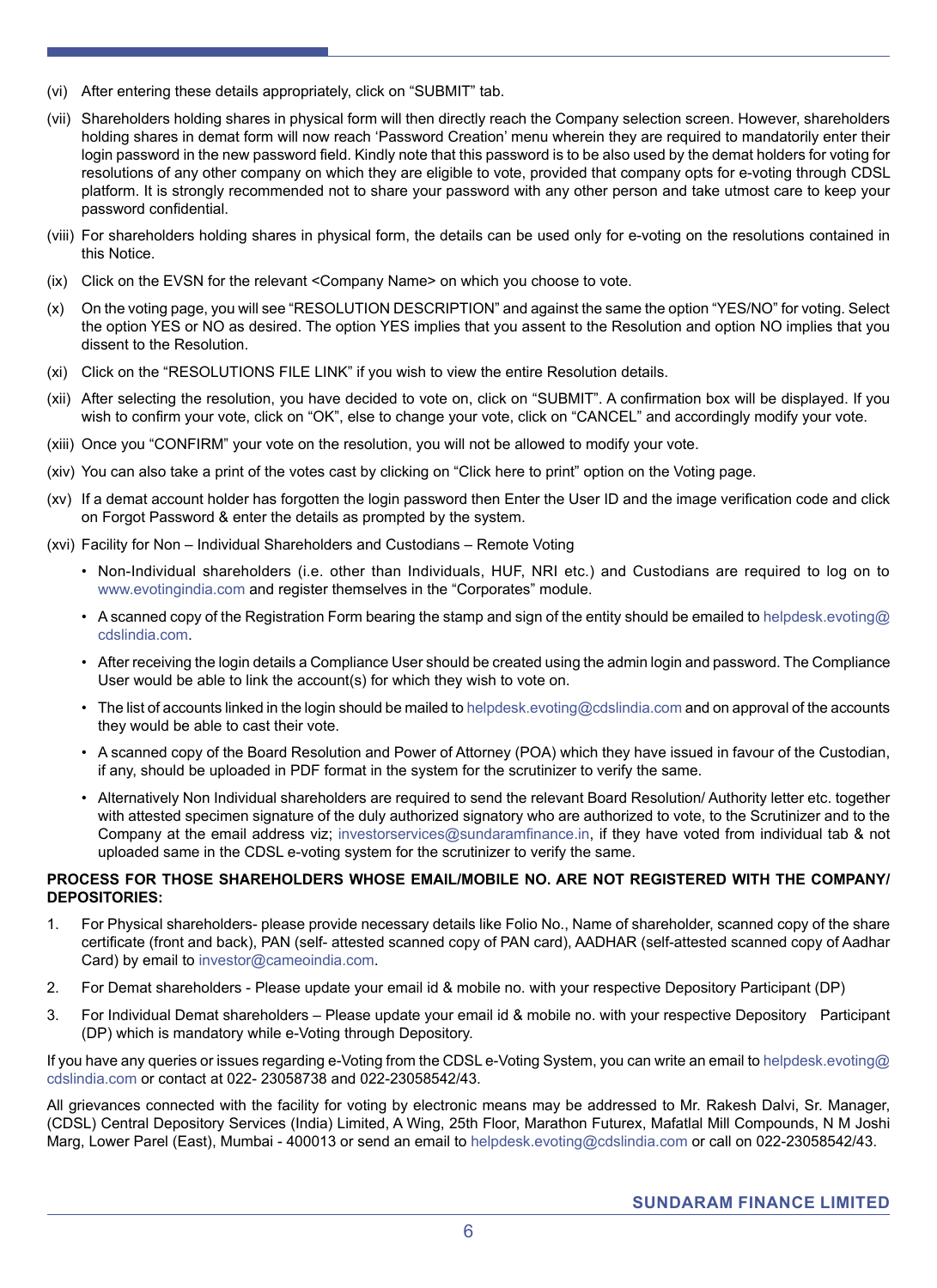(vi) After entering these details appropriately, click on "SUBMIT" tab.

(vii) Shareholders holding shares in physical form will then directly reach the Company selection screen. However, shareholders holding shares in demat form will now reach 'Password Creation' menu wherein they are required to mandatorily enter their login password in the new password field. Kindly note that this password is to be also used by the demat holders for voting for resolutions of any other company on which they are eligible to vote, provided that company opts for e-voting through CDSL platform. It is strongly recommended not to share your password with any other person and take utmost care to keep your password confidential.

(viii) For shareholders holding shares in physical form, the details can be used only for e-voting on the resolutions contained in this Notice.

(ix) Click on the EVSN for the relevant <Company Name> on which you choose to vote.

(x) On the voting page, you will see "RESOLUTION DESCRIPTION" and against the same the option "YES/NO" for voting. Select the option YES or NO as desired. The option YES implies that you assent to the Resolution and option NO implies that you dissent to the Resolution.

(xi) Click on the "RESOLUTIONS FILE LINK" if you wish to view the entire Resolution details.

(xii) After selecting the resolution, you have decided to vote on, click on "SUBMIT". A confirmation box will be displayed. If you wish to confirm your vote, click on "OK", else to change your vote, click on "CANCEL" and accordingly modify your vote.

(xiii) Once you "CONFIRM" your vote on the resolution, you will not be allowed to modify your vote.

(xiv) You can also take a print of the votes cast by clicking on "Click here to print" option on the Voting page.

(xv) If a demat account holder has forgotten the login password then Enter the User ID and the image verification code and click on Forgot Password & enter the details as prompted by the system.

(xvi) Facility for Non – Individual Shareholders and Custodians – Remote Voting

- Non-Individual shareholders (i.e. other than Individuals, HUF, NRI etc.) and Custodians are required to log on to www.evotingindia.com and register themselves in the "Corporates" module.
- A scanned copy of the Registration Form bearing the stamp and sign of the entity should be emailed to helpdesk.evoting@cdslindia.com.
- After receiving the login details a Compliance User should be created using the admin login and password. The Compliance User would be able to link the account(s) for which they wish to vote on.
- The list of accounts linked in the login should be mailed to helpdesk.evoting@cdslindia.com and on approval of the accounts they would be able to cast their vote.
- A scanned copy of the Board Resolution and Power of Attorney (POA) which they have issued in favour of the Custodian, if any, should be uploaded in PDF format in the system for the scrutinizer to verify the same.
- Alternatively Non Individual shareholders are required to send the relevant Board Resolution/ Authority letter etc. together with attested specimen signature of the duly authorized signatory who are authorized to vote, to the Scrutinizer and to the Company at the email address viz; investorservices@sundaramfinance.in, if they have voted from individual tab & not uploaded same in the CDSL e-voting system for the scrutinizer to verify the same.

**PROCESS FOR THOSE SHAREHOLDERS WHOSE EMAIL/MOBILE NO. ARE NOT REGISTERED WITH THE COMPANY/ DEPOSITORIES:**

1. For Physical shareholders- please provide necessary details like Folio No., Name of shareholder, scanned copy of the share certificate (front and back), PAN (self- attested scanned copy of PAN card), AADHAR (self-attested scanned copy of Aadhar Card) by email to investor@cameoindia.com.
2. For Demat shareholders - Please update your email id & mobile no. with your respective Depository Participant (DP)
3. For Individual Demat shareholders – Please update your email id & mobile no. with your respective Depository Participant (DP) which is mandatory while e-Voting through Depository.

If you have any queries or issues regarding e-Voting from the CDSL e-Voting System, you can write an email to helpdesk.evoting@cdslindia.com or contact at 022- 23058738 and 022-23058542/43.

All grievances connected with the facility for voting by electronic means may be addressed to Mr. Rakesh Dalvi, Sr. Manager, (CDSL) Central Depository Services (India) Limited, A Wing, 25th Floor, Marathon Futurex, Mafatlal Mill Compounds, N M Joshi Marg, Lower Parel (East), Mumbai - 400013 or send an email to helpdesk.evoting@cdslindia.com or call on 022-23058542/43.